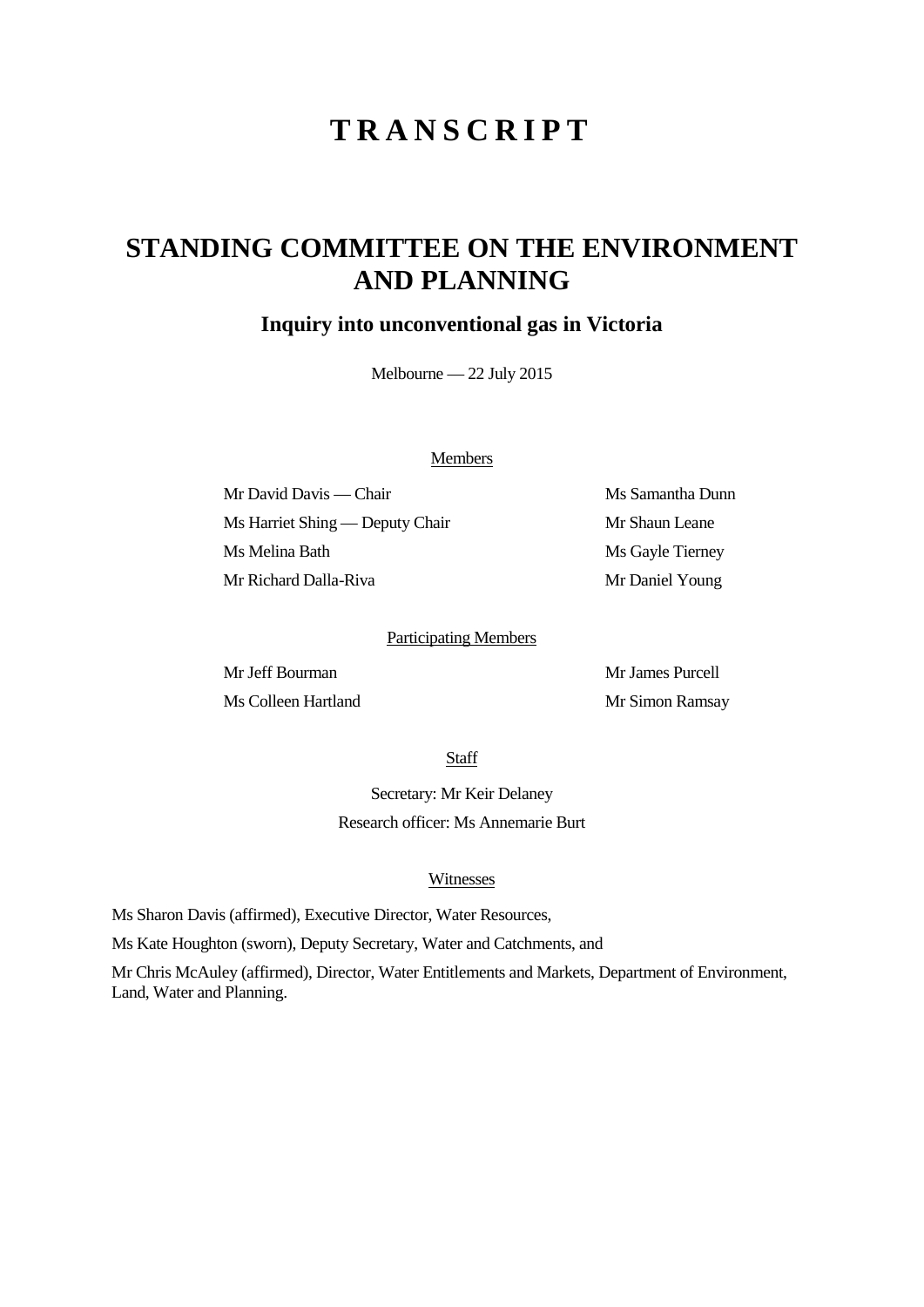# TRANSCRIPT

## STANDING COMMITTEE ON THE ENVIRONMENT AND PLANNING

### Inquiry into unconventional gas in Victoria

Melbourne — 22 July 2015

Members

Mr David Davis — Chair

Ms Harriet Shing — Deputy Chair

Ms Melina Bath

Mr Richard Dalla-Riva

Ms Samantha Dunn

Mr Shaun Leane

Ms Gayle Tierney

Mr Daniel Young

Participating Members

Mr Jeff Bourman

Ms Colleen Hartland

Mr James Purcell

Mr Simon Ramsay

Staff

Secretary: Mr Keir Delaney

Research officer: Ms Annemarie Burt

Witnesses

Ms Sharon Davis (affirmed), Executive Director, Water Resources,

Ms Kate Houghton (sworn), Deputy Secretary, Water and Catchments, and

Mr Chris McAuley (affirmed), Director, Water Entitlements and Markets, Department of Environment, Land, Water and Planning.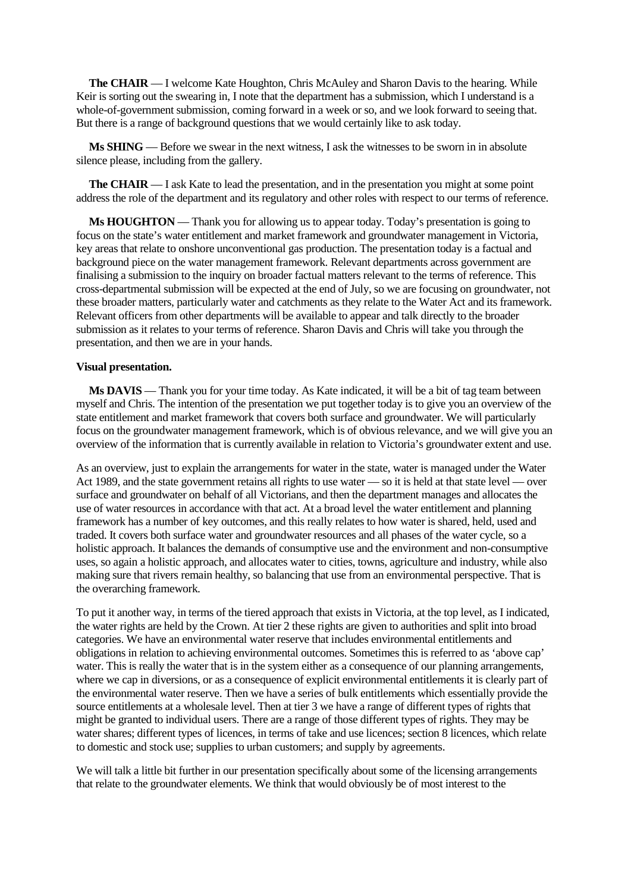**The CHAIR** — I welcome Kate Houghton, Chris McAuley and Sharon Davis to the hearing. While Keir is sorting out the swearing in, I note that the department has a submission, which I understand is a whole-of-government submission, coming forward in a week or so, and we look forward to seeing that. But there is a range of background questions that we would certainly like to ask today.

**Ms SHING** — Before we swear in the next witness, I ask the witnesses to be sworn in in absolute silence please, including from the gallery.

**The CHAIR** — I ask Kate to lead the presentation, and in the presentation you might at some point address the role of the department and its regulatory and other roles with respect to our terms of reference.

**Ms HOUGHTON** — Thank you for allowing us to appear today. Today's presentation is going to focus on the state's water entitlement and market framework and groundwater management in Victoria, key areas that relate to onshore unconventional gas production. The presentation today is a factual and background piece on the water management framework. Relevant departments across government are finalising a submission to the inquiry on broader factual matters relevant to the terms of reference. This cross-departmental submission will be expected at the end of July, so we are focusing on groundwater, not these broader matters, particularly water and catchments as they relate to the Water Act and its framework. Relevant officers from other departments will be available to appear and talk directly to the broader submission as it relates to your terms of reference. Sharon Davis and Chris will take you through the presentation, and then we are in your hands.

**Visual presentation.**

**Ms DAVIS** — Thank you for your time today. As Kate indicated, it will be a bit of tag team between myself and Chris. The intention of the presentation we put together today is to give you an overview of the state entitlement and market framework that covers both surface and groundwater. We will particularly focus on the groundwater management framework, which is of obvious relevance, and we will give you an overview of the information that is currently available in relation to Victoria's groundwater extent and use.

As an overview, just to explain the arrangements for water in the state, water is managed under the Water Act 1989, and the state government retains all rights to use water — so it is held at that state level — over surface and groundwater on behalf of all Victorians, and then the department manages and allocates the use of water resources in accordance with that act. At a broad level the water entitlement and planning framework has a number of key outcomes, and this really relates to how water is shared, held, used and traded. It covers both surface water and groundwater resources and all phases of the water cycle, so a holistic approach. It balances the demands of consumptive use and the environment and non-consumptive uses, so again a holistic approach, and allocates water to cities, towns, agriculture and industry, while also making sure that rivers remain healthy, so balancing that use from an environmental perspective. That is the overarching framework.

To put it another way, in terms of the tiered approach that exists in Victoria, at the top level, as I indicated, the water rights are held by the Crown. At tier 2 these rights are given to authorities and split into broad categories. We have an environmental water reserve that includes environmental entitlements and obligations in relation to achieving environmental outcomes. Sometimes this is referred to as 'above cap' water. This is really the water that is in the system either as a consequence of our planning arrangements, where we cap in diversions, or as a consequence of explicit environmental entitlements it is clearly part of the environmental water reserve. Then we have a series of bulk entitlements which essentially provide the source entitlements at a wholesale level. Then at tier 3 we have a range of different types of rights that might be granted to individual users. There are a range of those different types of rights. They may be water shares; different types of licences, in terms of take and use licences; section 8 licences, which relate to domestic and stock use; supplies to urban customers; and supply by agreements.

We will talk a little bit further in our presentation specifically about some of the licensing arrangements that relate to the groundwater elements. We think that would obviously be of most interest to the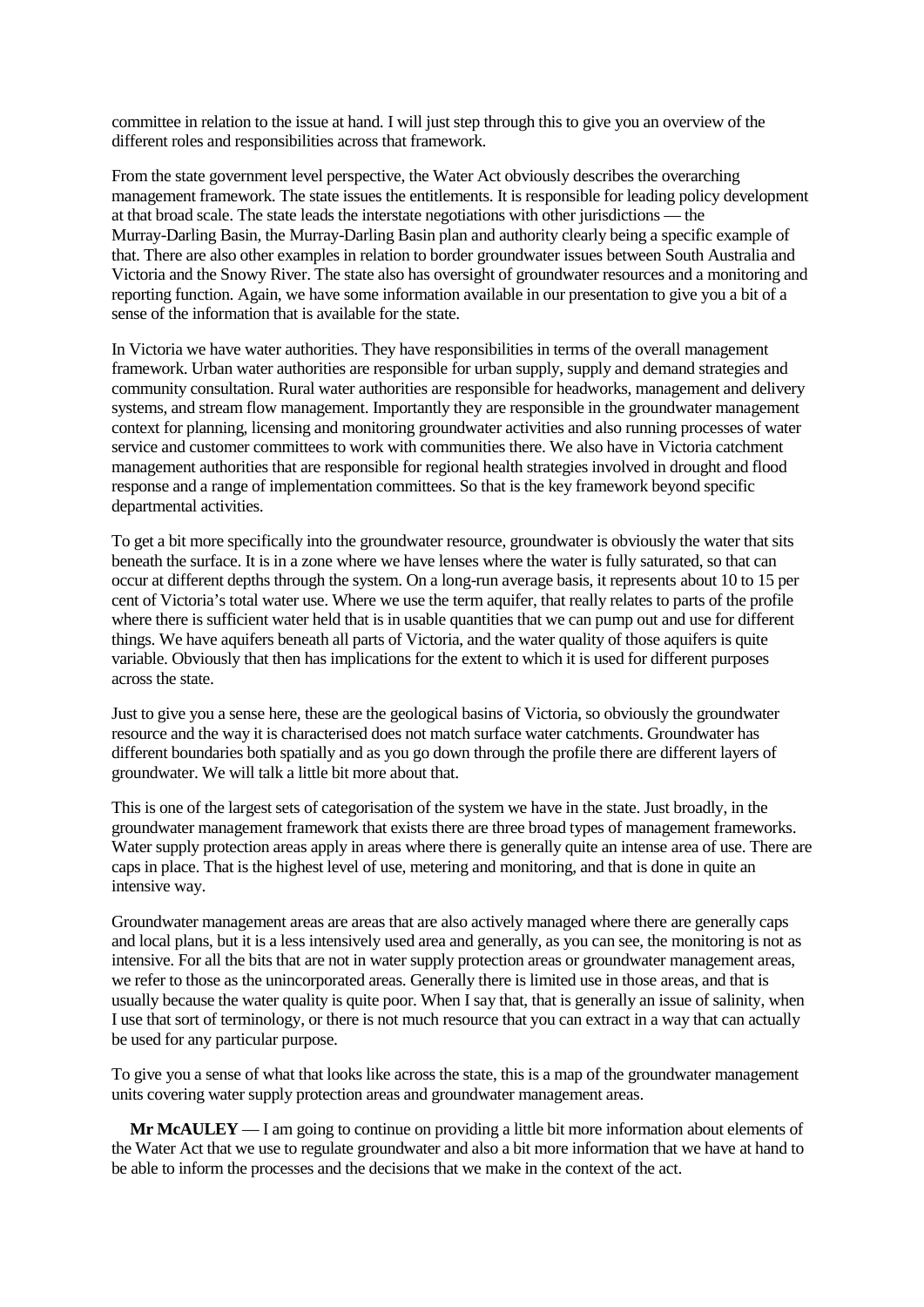committee in relation to the issue at hand. I will just step through this to give you an overview of the different roles and responsibilities across that framework.

From the state government level perspective, the Water Act obviously describes the overarching management framework. The state issues the entitlements. It is responsible for leading policy development at that broad scale. The state leads the interstate negotiations with other jurisdictions — the Murray-Darling Basin, the Murray-Darling Basin plan and authority clearly being a specific example of that. There are also other examples in relation to border groundwater issues between South Australia and Victoria and the Snowy River. The state also has oversight of groundwater resources and a monitoring and reporting function. Again, we have some information available in our presentation to give you a bit of a sense of the information that is available for the state.

In Victoria we have water authorities. They have responsibilities in terms of the overall management framework. Urban water authorities are responsible for urban supply, supply and demand strategies and community consultation. Rural water authorities are responsible for headworks, management and delivery systems, and stream flow management. Importantly they are responsible in the groundwater management context for planning, licensing and monitoring groundwater activities and also running processes of water service and customer committees to work with communities there. We also have in Victoria catchment management authorities that are responsible for regional health strategies involved in drought and flood response and a range of implementation committees. So that is the key framework beyond specific departmental activities.

To get a bit more specifically into the groundwater resource, groundwater is obviously the water that sits beneath the surface. It is in a zone where we have lenses where the water is fully saturated, so that can occur at different depths through the system. On a long-run average basis, it represents about 10 to 15 per cent of Victoria's total water use. Where we use the term aquifer, that really relates to parts of the profile where there is sufficient water held that is in usable quantities that we can pump out and use for different things. We have aquifers beneath all parts of Victoria, and the water quality of those aquifers is quite variable. Obviously that then has implications for the extent to which it is used for different purposes across the state.

Just to give you a sense here, these are the geological basins of Victoria, so obviously the groundwater resource and the way it is characterised does not match surface water catchments. Groundwater has different boundaries both spatially and as you go down through the profile there are different layers of groundwater. We will talk a little bit more about that.

This is one of the largest sets of categorisation of the system we have in the state. Just broadly, in the groundwater management framework that exists there are three broad types of management frameworks. Water supply protection areas apply in areas where there is generally quite an intense area of use. There are caps in place. That is the highest level of use, metering and monitoring, and that is done in quite an intensive way.

Groundwater management areas are areas that are also actively managed where there are generally caps and local plans, but it is a less intensively used area and generally, as you can see, the monitoring is not as intensive. For all the bits that are not in water supply protection areas or groundwater management areas, we refer to those as the unincorporated areas. Generally there is limited use in those areas, and that is usually because the water quality is quite poor. When I say that, that is generally an issue of salinity, when I use that sort of terminology, or there is not much resource that you can extract in a way that can actually be used for any particular purpose.

To give you a sense of what that looks like across the state, this is a map of the groundwater management units covering water supply protection areas and groundwater management areas.

**Mr McAULEY** — I am going to continue on providing a little bit more information about elements of the Water Act that we use to regulate groundwater and also a bit more information that we have at hand to be able to inform the processes and the decisions that we make in the context of the act.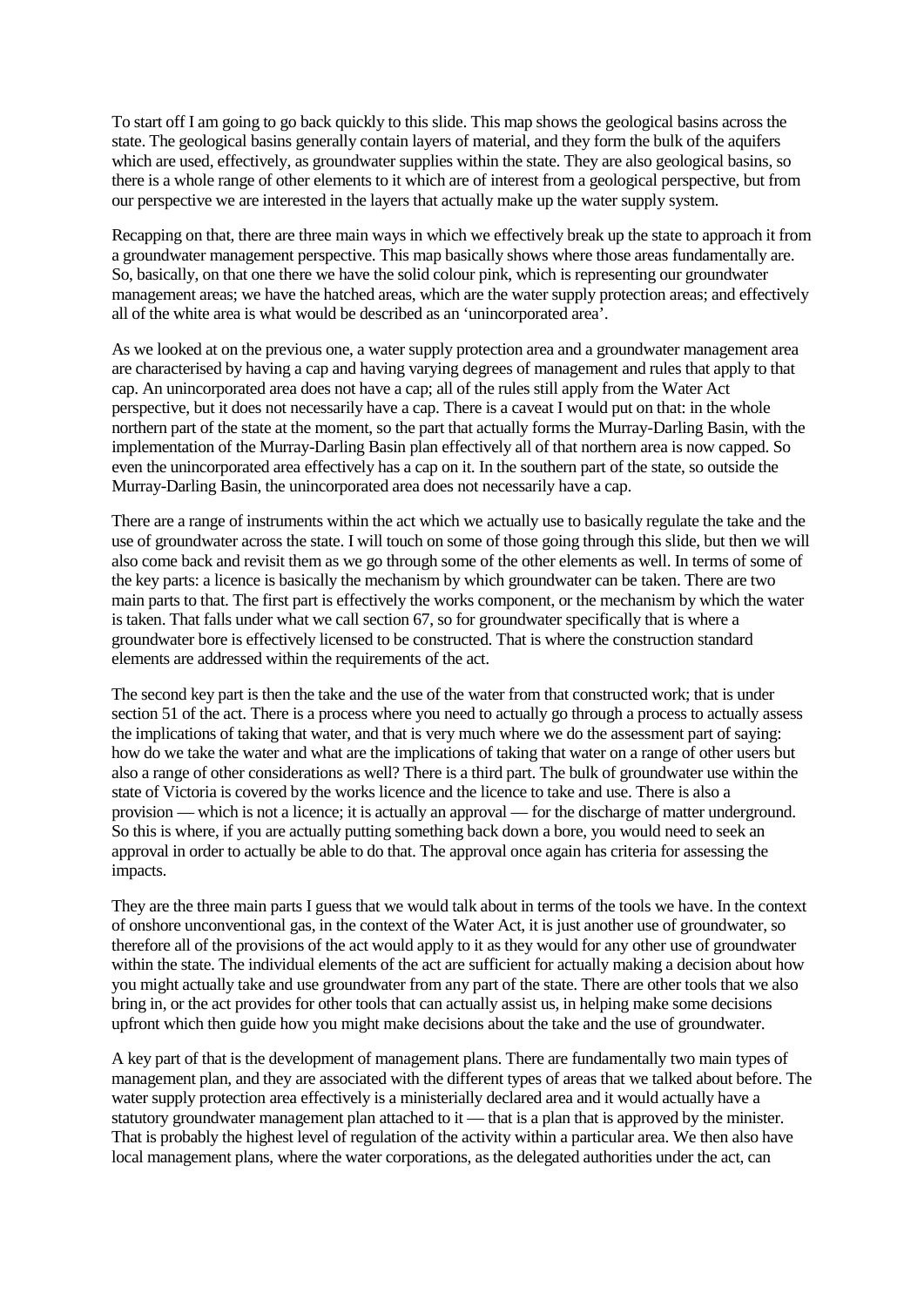To start off I am going to go back quickly to this slide. This map shows the geological basins across the state. The geological basins generally contain layers of material, and they form the bulk of the aquifers which are used, effectively, as groundwater supplies within the state. They are also geological basins, so there is a whole range of other elements to it which are of interest from a geological perspective, but from our perspective we are interested in the layers that actually make up the water supply system.

Recapping on that, there are three main ways in which we effectively break up the state to approach it from a groundwater management perspective. This map basically shows where those areas fundamentally are. So, basically, on that one there we have the solid colour pink, which is representing our groundwater management areas; we have the hatched areas, which are the water supply protection areas; and effectively all of the white area is what would be described as an 'unincorporated area'.

As we looked at on the previous one, a water supply protection area and a groundwater management area are characterised by having a cap and having varying degrees of management and rules that apply to that cap. An unincorporated area does not have a cap; all of the rules still apply from the Water Act perspective, but it does not necessarily have a cap. There is a caveat I would put on that: in the whole northern part of the state at the moment, so the part that actually forms the Murray-Darling Basin, with the implementation of the Murray-Darling Basin plan effectively all of that northern area is now capped. So even the unincorporated area effectively has a cap on it. In the southern part of the state, so outside the Murray-Darling Basin, the unincorporated area does not necessarily have a cap.

There are a range of instruments within the act which we actually use to basically regulate the take and the use of groundwater across the state. I will touch on some of those going through this slide, but then we will also come back and revisit them as we go through some of the other elements as well. In terms of some of the key parts: a licence is basically the mechanism by which groundwater can be taken. There are two main parts to that. The first part is effectively the works component, or the mechanism by which the water is taken. That falls under what we call section 67, so for groundwater specifically that is where a groundwater bore is effectively licensed to be constructed. That is where the construction standard elements are addressed within the requirements of the act.

The second key part is then the take and the use of the water from that constructed work; that is under section 51 of the act. There is a process where you need to actually go through a process to actually assess the implications of taking that water, and that is very much where we do the assessment part of saying: how do we take the water and what are the implications of taking that water on a range of other users but also a range of other considerations as well? There is a third part. The bulk of groundwater use within the state of Victoria is covered by the works licence and the licence to take and use. There is also a provision — which is not a licence; it is actually an approval — for the discharge of matter underground. So this is where, if you are actually putting something back down a bore, you would need to seek an approval in order to actually be able to do that. The approval once again has criteria for assessing the impacts.

They are the three main parts I guess that we would talk about in terms of the tools we have. In the context of onshore unconventional gas, in the context of the Water Act, it is just another use of groundwater, so therefore all of the provisions of the act would apply to it as they would for any other use of groundwater within the state. The individual elements of the act are sufficient for actually making a decision about how you might actually take and use groundwater from any part of the state. There are other tools that we also bring in, or the act provides for other tools that can actually assist us, in helping make some decisions upfront which then guide how you might make decisions about the take and the use of groundwater.

A key part of that is the development of management plans. There are fundamentally two main types of management plan, and they are associated with the different types of areas that we talked about before. The water supply protection area effectively is a ministerially declared area and it would actually have a statutory groundwater management plan attached to it — that is a plan that is approved by the minister. That is probably the highest level of regulation of the activity within a particular area. We then also have local management plans, where the water corporations, as the delegated authorities under the act, can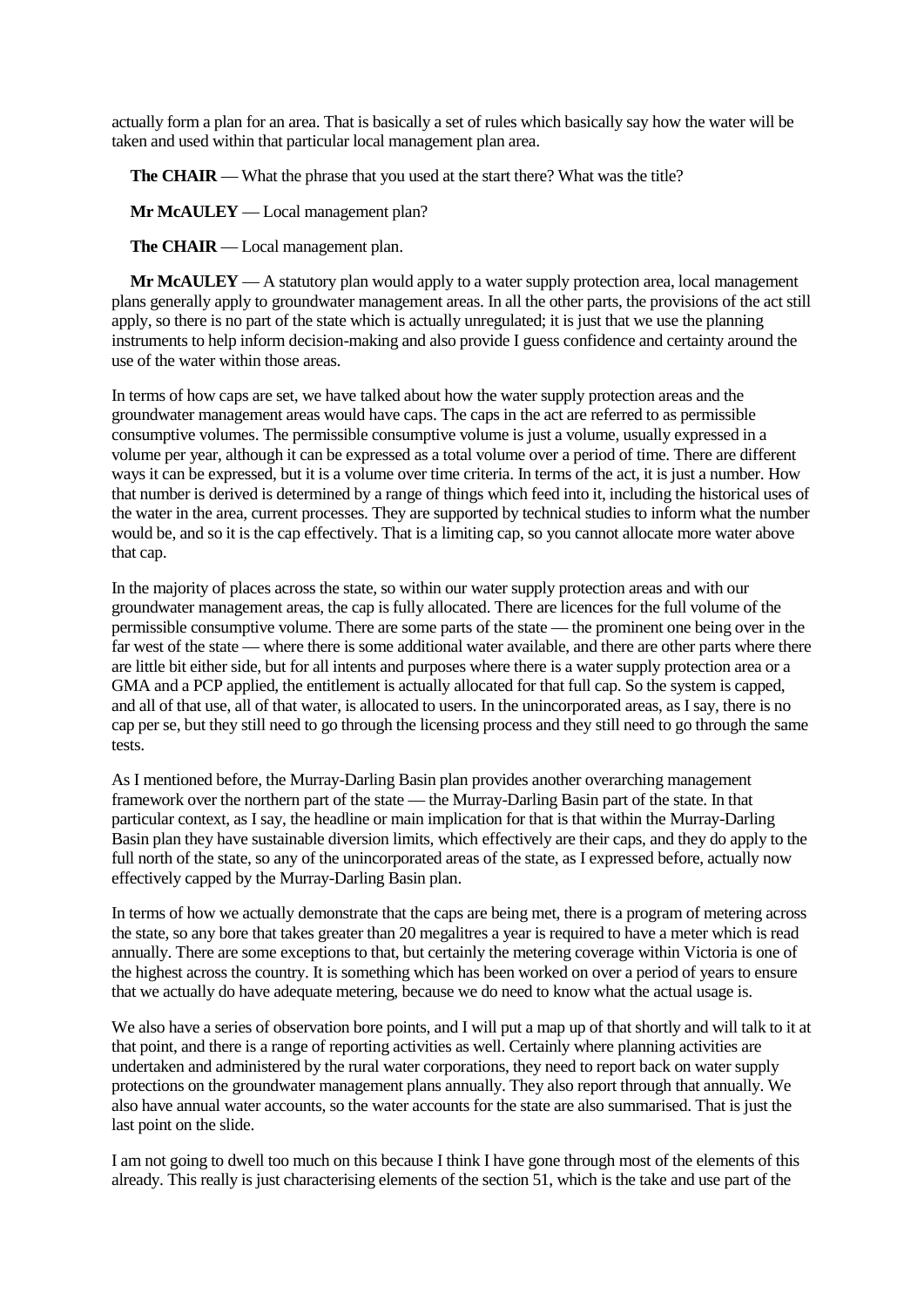actually form a plan for an area. That is basically a set of rules which basically say how the water will be taken and used within that particular local management plan area.

**The CHAIR** — What the phrase that you used at the start there? What was the title?

**Mr McAULEY** — Local management plan?

**The CHAIR** — Local management plan.

**Mr McAULEY** — A statutory plan would apply to a water supply protection area, local management plans generally apply to groundwater management areas. In all the other parts, the provisions of the act still apply, so there is no part of the state which is actually unregulated; it is just that we use the planning instruments to help inform decision-making and also provide I guess confidence and certainty around the use of the water within those areas.

In terms of how caps are set, we have talked about how the water supply protection areas and the groundwater management areas would have caps. The caps in the act are referred to as permissible consumptive volumes. The permissible consumptive volume is just a volume, usually expressed in a volume per year, although it can be expressed as a total volume over a period of time. There are different ways it can be expressed, but it is a volume over time criteria. In terms of the act, it is just a number. How that number is derived is determined by a range of things which feed into it, including the historical uses of the water in the area, current processes. They are supported by technical studies to inform what the number would be, and so it is the cap effectively. That is a limiting cap, so you cannot allocate more water above that cap.

In the majority of places across the state, so within our water supply protection areas and with our groundwater management areas, the cap is fully allocated. There are licences for the full volume of the permissible consumptive volume. There are some parts of the state — the prominent one being over in the far west of the state — where there is some additional water available, and there are other parts where there are little bit either side, but for all intents and purposes where there is a water supply protection area or a GMA and a PCP applied, the entitlement is actually allocated for that full cap. So the system is capped, and all of that use, all of that water, is allocated to users. In the unincorporated areas, as I say, there is no cap per se, but they still need to go through the licensing process and they still need to go through the same tests.

As I mentioned before, the Murray-Darling Basin plan provides another overarching management framework over the northern part of the state — the Murray-Darling Basin part of the state. In that particular context, as I say, the headline or main implication for that is that within the Murray-Darling Basin plan they have sustainable diversion limits, which effectively are their caps, and they do apply to the full north of the state, so any of the unincorporated areas of the state, as I expressed before, actually now effectively capped by the Murray-Darling Basin plan.

In terms of how we actually demonstrate that the caps are being met, there is a program of metering across the state, so any bore that takes greater than 20 megalitres a year is required to have a meter which is read annually. There are some exceptions to that, but certainly the metering coverage within Victoria is one of the highest across the country. It is something which has been worked on over a period of years to ensure that we actually do have adequate metering, because we do need to know what the actual usage is.

We also have a series of observation bore points, and I will put a map up of that shortly and will talk to it at that point, and there is a range of reporting activities as well. Certainly where planning activities are undertaken and administered by the rural water corporations, they need to report back on water supply protections on the groundwater management plans annually. They also report through that annually. We also have annual water accounts, so the water accounts for the state are also summarised. That is just the last point on the slide.

I am not going to dwell too much on this because I think I have gone through most of the elements of this already. This really is just characterising elements of the section 51, which is the take and use part of the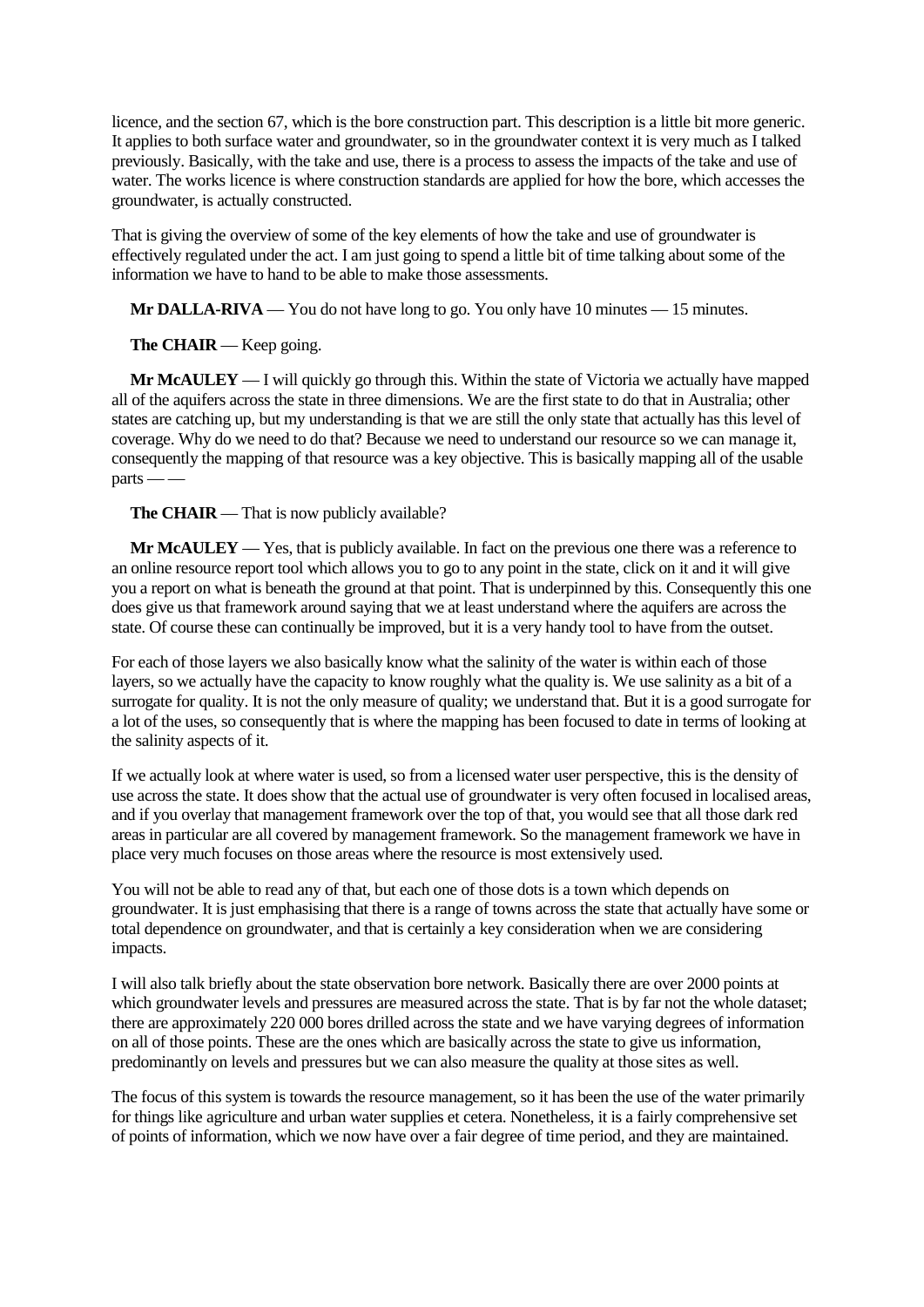licence, and the section 67, which is the bore construction part. This description is a little bit more generic. It applies to both surface water and groundwater, so in the groundwater context it is very much as I talked previously. Basically, with the take and use, there is a process to assess the impacts of the take and use of water. The works licence is where construction standards are applied for how the bore, which accesses the groundwater, is actually constructed.

That is giving the overview of some of the key elements of how the take and use of groundwater is effectively regulated under the act. I am just going to spend a little bit of time talking about some of the information we have to hand to be able to make those assessments.

**Mr DALLA-RIVA** — You do not have long to go. You only have 10 minutes — 15 minutes.

**The CHAIR** — Keep going.

**Mr McAULEY** — I will quickly go through this. Within the state of Victoria we actually have mapped all of the aquifers across the state in three dimensions. We are the first state to do that in Australia; other states are catching up, but my understanding is that we are still the only state that actually has this level of coverage. Why do we need to do that? Because we need to understand our resource so we can manage it, consequently the mapping of that resource was a key objective. This is basically mapping all of the usable parts — —

**The CHAIR** — That is now publicly available?

**Mr McAULEY** — Yes, that is publicly available. In fact on the previous one there was a reference to an online resource report tool which allows you to go to any point in the state, click on it and it will give you a report on what is beneath the ground at that point. That is underpinned by this. Consequently this one does give us that framework around saying that we at least understand where the aquifers are across the state. Of course these can continually be improved, but it is a very handy tool to have from the outset.

For each of those layers we also basically know what the salinity of the water is within each of those layers, so we actually have the capacity to know roughly what the quality is. We use salinity as a bit of a surrogate for quality. It is not the only measure of quality; we understand that. But it is a good surrogate for a lot of the uses, so consequently that is where the mapping has been focused to date in terms of looking at the salinity aspects of it.

If we actually look at where water is used, so from a licensed water user perspective, this is the density of use across the state. It does show that the actual use of groundwater is very often focused in localised areas, and if you overlay that management framework over the top of that, you would see that all those dark red areas in particular are all covered by management framework. So the management framework we have in place very much focuses on those areas where the resource is most extensively used.

You will not be able to read any of that, but each one of those dots is a town which depends on groundwater. It is just emphasising that there is a range of towns across the state that actually have some or total dependence on groundwater, and that is certainly a key consideration when we are considering impacts.

I will also talk briefly about the state observation bore network. Basically there are over 2000 points at which groundwater levels and pressures are measured across the state. That is by far not the whole dataset; there are approximately 220 000 bores drilled across the state and we have varying degrees of information on all of those points. These are the ones which are basically across the state to give us information, predominantly on levels and pressures but we can also measure the quality at those sites as well.

The focus of this system is towards the resource management, so it has been the use of the water primarily for things like agriculture and urban water supplies et cetera. Nonetheless, it is a fairly comprehensive set of points of information, which we now have over a fair degree of time period, and they are maintained.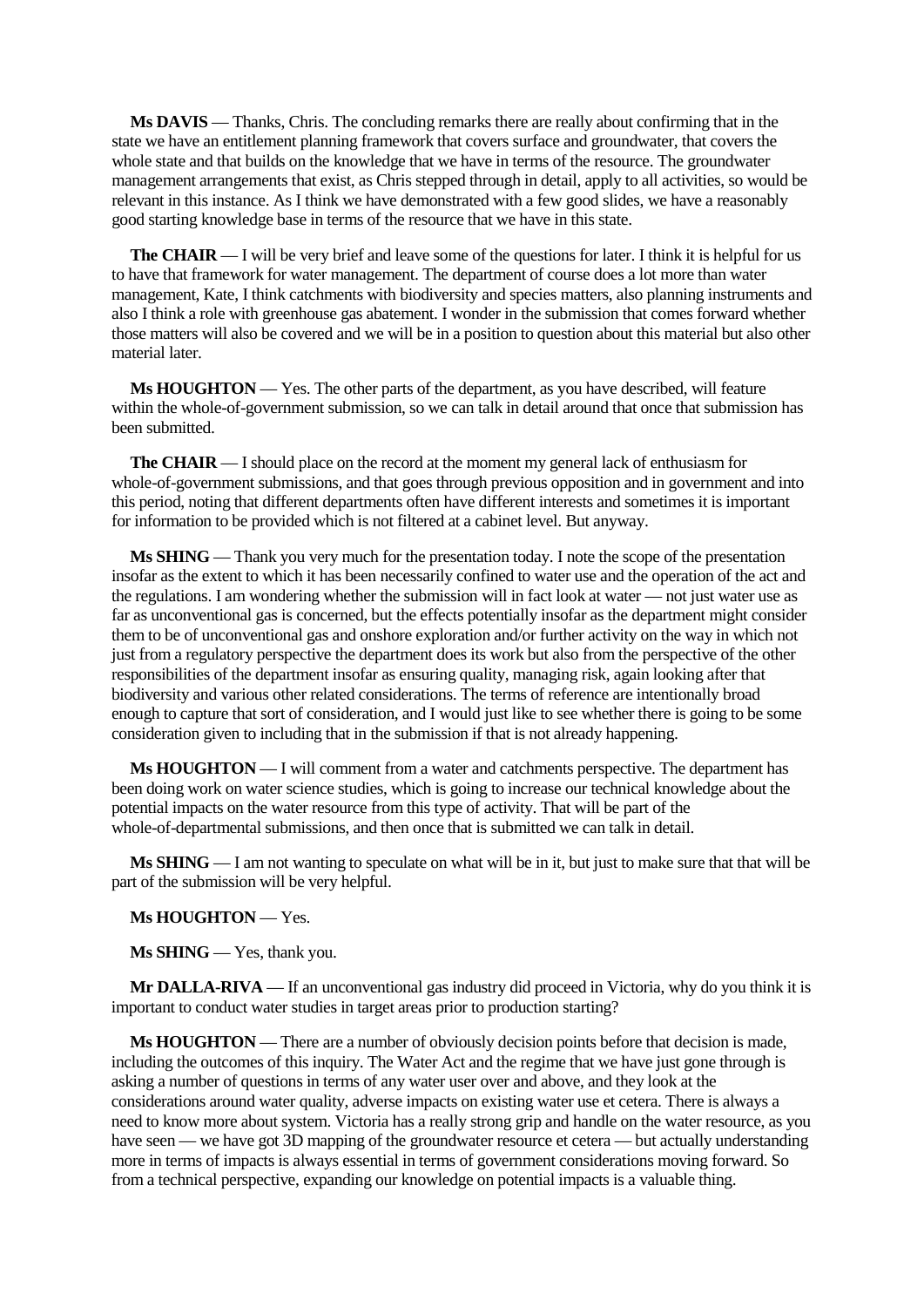**Ms DAVIS** — Thanks, Chris. The concluding remarks there are really about confirming that in the state we have an entitlement planning framework that covers surface and groundwater, that covers the whole state and that builds on the knowledge that we have in terms of the resource. The groundwater management arrangements that exist, as Chris stepped through in detail, apply to all activities, so would be relevant in this instance. As I think we have demonstrated with a few good slides, we have a reasonably good starting knowledge base in terms of the resource that we have in this state.

**The CHAIR** — I will be very brief and leave some of the questions for later. I think it is helpful for us to have that framework for water management. The department of course does a lot more than water management, Kate, I think catchments with biodiversity and species matters, also planning instruments and also I think a role with greenhouse gas abatement. I wonder in the submission that comes forward whether those matters will also be covered and we will be in a position to question about this material but also other material later.

**Ms HOUGHTON** — Yes. The other parts of the department, as you have described, will feature within the whole-of-government submission, so we can talk in detail around that once that submission has been submitted.

**The CHAIR** — I should place on the record at the moment my general lack of enthusiasm for whole-of-government submissions, and that goes through previous opposition and in government and into this period, noting that different departments often have different interests and sometimes it is important for information to be provided which is not filtered at a cabinet level. But anyway.

**Ms SHING** — Thank you very much for the presentation today. I note the scope of the presentation insofar as the extent to which it has been necessarily confined to water use and the operation of the act and the regulations. I am wondering whether the submission will in fact look at water — not just water use as far as unconventional gas is concerned, but the effects potentially insofar as the department might consider them to be of unconventional gas and onshore exploration and/or further activity on the way in which not just from a regulatory perspective the department does its work but also from the perspective of the other responsibilities of the department insofar as ensuring quality, managing risk, again looking after that biodiversity and various other related considerations. The terms of reference are intentionally broad enough to capture that sort of consideration, and I would just like to see whether there is going to be some consideration given to including that in the submission if that is not already happening.

**Ms HOUGHTON** — I will comment from a water and catchments perspective. The department has been doing work on water science studies, which is going to increase our technical knowledge about the potential impacts on the water resource from this type of activity. That will be part of the whole-of-departmental submissions, and then once that is submitted we can talk in detail.

**Ms SHING** — I am not wanting to speculate on what will be in it, but just to make sure that that will be part of the submission will be very helpful.

**Ms HOUGHTON** — Yes.

**Ms SHING** — Yes, thank you.

**Mr DALLA-RIVA** — If an unconventional gas industry did proceed in Victoria, why do you think it is important to conduct water studies in target areas prior to production starting?

**Ms HOUGHTON** — There are a number of obviously decision points before that decision is made, including the outcomes of this inquiry. The Water Act and the regime that we have just gone through is asking a number of questions in terms of any water user over and above, and they look at the considerations around water quality, adverse impacts on existing water use et cetera. There is always a need to know more about system. Victoria has a really strong grip and handle on the water resource, as you have seen — we have got 3D mapping of the groundwater resource et cetera — but actually understanding more in terms of impacts is always essential in terms of government considerations moving forward. So from a technical perspective, expanding our knowledge on potential impacts is a valuable thing.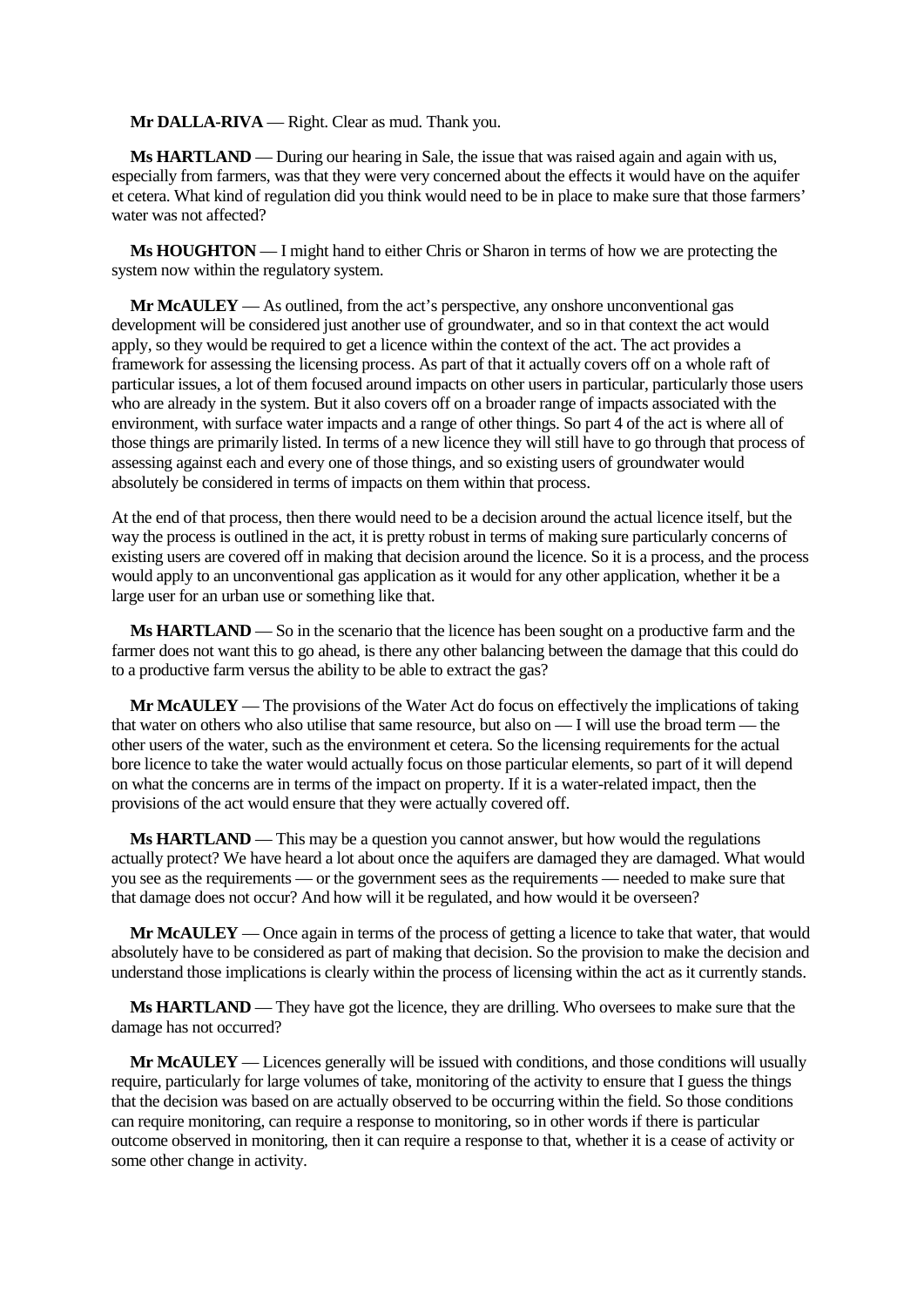**Mr DALLA-RIVA** — Right. Clear as mud. Thank you.

**Ms HARTLAND** — During our hearing in Sale, the issue that was raised again and again with us, especially from farmers, was that they were very concerned about the effects it would have on the aquifer et cetera. What kind of regulation did you think would need to be in place to make sure that those farmers' water was not affected?

**Ms HOUGHTON** — I might hand to either Chris or Sharon in terms of how we are protecting the system now within the regulatory system.

**Mr McAULEY** — As outlined, from the act's perspective, any onshore unconventional gas development will be considered just another use of groundwater, and so in that context the act would apply, so they would be required to get a licence within the context of the act. The act provides a framework for assessing the licensing process. As part of that it actually covers off on a whole raft of particular issues, a lot of them focused around impacts on other users in particular, particularly those users who are already in the system. But it also covers off on a broader range of impacts associated with the environment, with surface water impacts and a range of other things. So part 4 of the act is where all of those things are primarily listed. In terms of a new licence they will still have to go through that process of assessing against each and every one of those things, and so existing users of groundwater would absolutely be considered in terms of impacts on them within that process.

At the end of that process, then there would need to be a decision around the actual licence itself, but the way the process is outlined in the act, it is pretty robust in terms of making sure particularly concerns of existing users are covered off in making that decision around the licence. So it is a process, and the process would apply to an unconventional gas application as it would for any other application, whether it be a large user for an urban use or something like that.

**Ms HARTLAND** — So in the scenario that the licence has been sought on a productive farm and the farmer does not want this to go ahead, is there any other balancing between the damage that this could do to a productive farm versus the ability to be able to extract the gas?

**Mr McAULEY** — The provisions of the Water Act do focus on effectively the implications of taking that water on others who also utilise that same resource, but also on — I will use the broad term — the other users of the water, such as the environment et cetera. So the licensing requirements for the actual bore licence to take the water would actually focus on those particular elements, so part of it will depend on what the concerns are in terms of the impact on property. If it is a water-related impact, then the provisions of the act would ensure that they were actually covered off.

**Ms HARTLAND** — This may be a question you cannot answer, but how would the regulations actually protect? We have heard a lot about once the aquifers are damaged they are damaged. What would you see as the requirements — or the government sees as the requirements — needed to make sure that that damage does not occur? And how will it be regulated, and how would it be overseen?

**Mr McAULEY** — Once again in terms of the process of getting a licence to take that water, that would absolutely have to be considered as part of making that decision. So the provision to make the decision and understand those implications is clearly within the process of licensing within the act as it currently stands.

**Ms HARTLAND** — They have got the licence, they are drilling. Who oversees to make sure that the damage has not occurred?

**Mr McAULEY** — Licences generally will be issued with conditions, and those conditions will usually require, particularly for large volumes of take, monitoring of the activity to ensure that I guess the things that the decision was based on are actually observed to be occurring within the field. So those conditions can require monitoring, can require a response to monitoring, so in other words if there is particular outcome observed in monitoring, then it can require a response to that, whether it is a cease of activity or some other change in activity.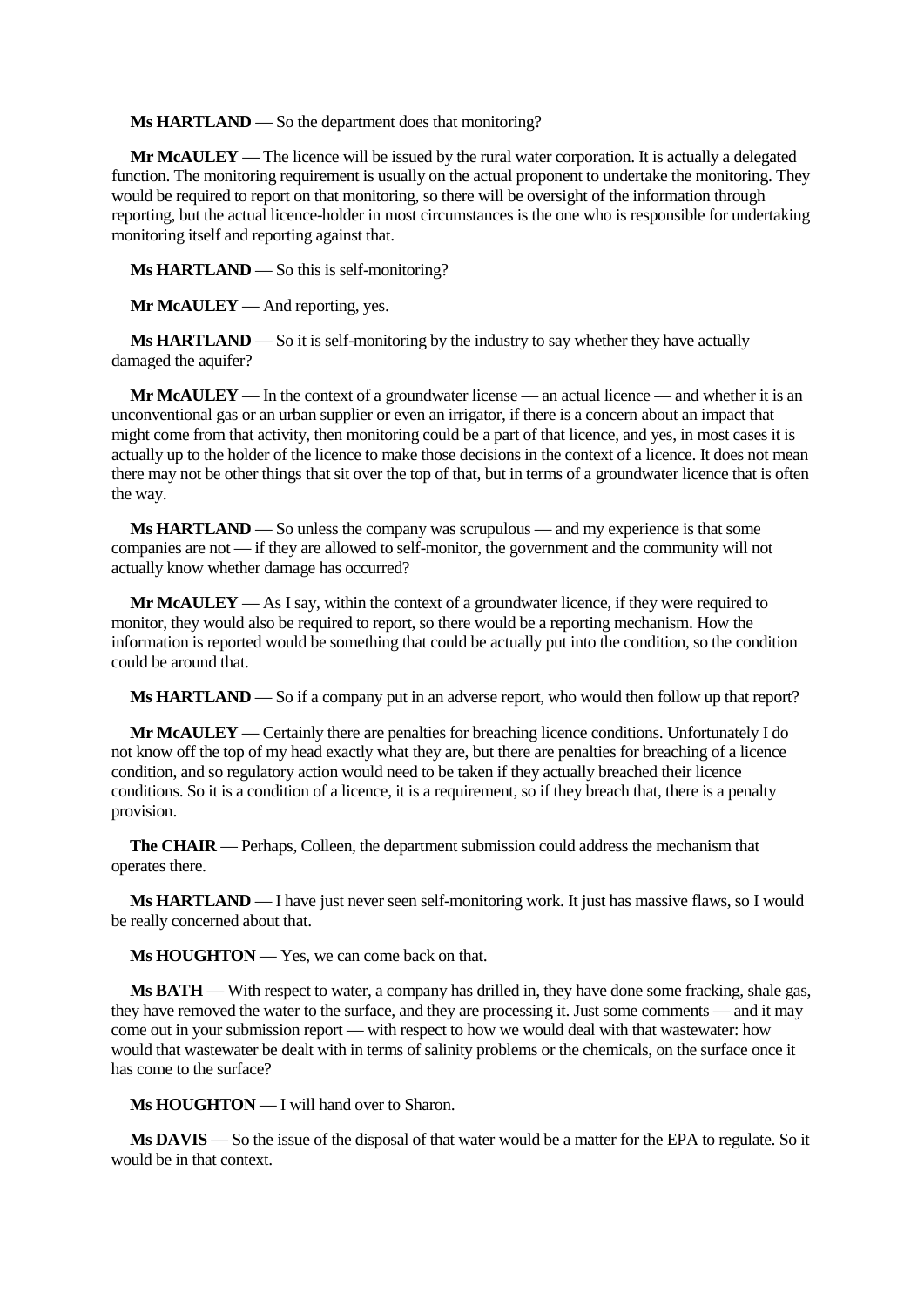**Ms HARTLAND** — So the department does that monitoring?

**Mr McAULEY** — The licence will be issued by the rural water corporation. It is actually a delegated function. The monitoring requirement is usually on the actual proponent to undertake the monitoring. They would be required to report on that monitoring, so there will be oversight of the information through reporting, but the actual licence-holder in most circumstances is the one who is responsible for undertaking monitoring itself and reporting against that.

**Ms HARTLAND** — So this is self-monitoring?

**Mr McAULEY** — And reporting, yes.

**Ms HARTLAND** — So it is self-monitoring by the industry to say whether they have actually damaged the aquifer?

**Mr McAULEY** — In the context of a groundwater license — an actual licence — and whether it is an unconventional gas or an urban supplier or even an irrigator, if there is a concern about an impact that might come from that activity, then monitoring could be a part of that licence, and yes, in most cases it is actually up to the holder of the licence to make those decisions in the context of a licence. It does not mean there may not be other things that sit over the top of that, but in terms of a groundwater licence that is often the way.

**Ms HARTLAND** — So unless the company was scrupulous — and my experience is that some companies are not — if they are allowed to self-monitor, the government and the community will not actually know whether damage has occurred?

**Mr McAULEY** — As I say, within the context of a groundwater licence, if they were required to monitor, they would also be required to report, so there would be a reporting mechanism. How the information is reported would be something that could be actually put into the condition, so the condition could be around that.

**Ms HARTLAND** — So if a company put in an adverse report, who would then follow up that report?

**Mr McAULEY** — Certainly there are penalties for breaching licence conditions. Unfortunately I do not know off the top of my head exactly what they are, but there are penalties for breaching of a licence condition, and so regulatory action would need to be taken if they actually breached their licence conditions. So it is a condition of a licence, it is a requirement, so if they breach that, there is a penalty provision.

**The CHAIR** — Perhaps, Colleen, the department submission could address the mechanism that operates there.

**Ms HARTLAND** — I have just never seen self-monitoring work. It just has massive flaws, so I would be really concerned about that.

**Ms HOUGHTON** — Yes, we can come back on that.

**Ms BATH** — With respect to water, a company has drilled in, they have done some fracking, shale gas, they have removed the water to the surface, and they are processing it. Just some comments — and it may come out in your submission report — with respect to how we would deal with that wastewater: how would that wastewater be dealt with in terms of salinity problems or the chemicals, on the surface once it has come to the surface?

**Ms HOUGHTON** — I will hand over to Sharon.

**Ms DAVIS** — So the issue of the disposal of that water would be a matter for the EPA to regulate. So it would be in that context.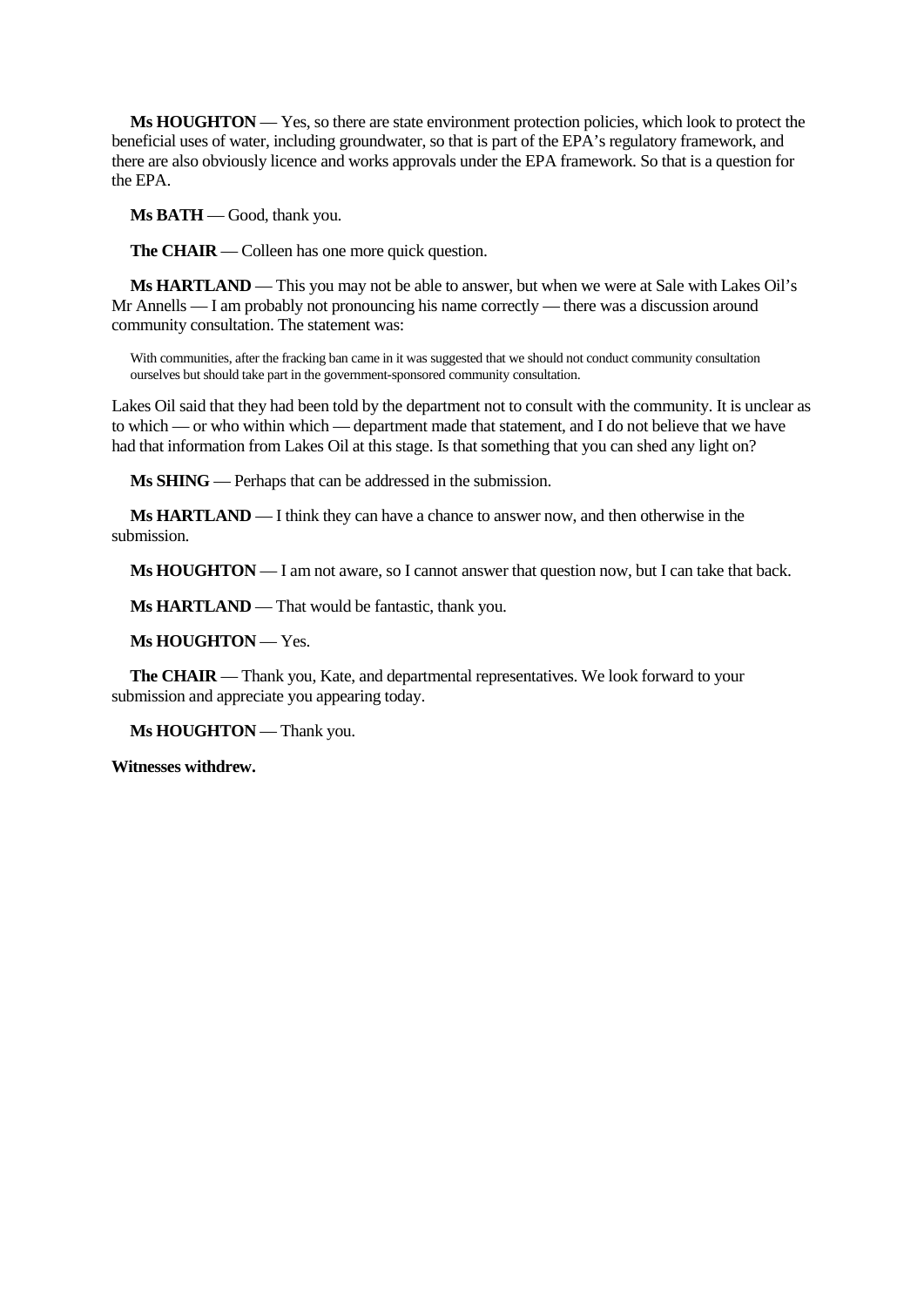**Ms HOUGHTON** — Yes, so there are state environment protection policies, which look to protect the beneficial uses of water, including groundwater, so that is part of the EPA's regulatory framework, and there are also obviously licence and works approvals under the EPA framework. So that is a question for the EPA.

**Ms BATH** — Good, thank you.

**The CHAIR** — Colleen has one more quick question.

**Ms HARTLAND** — This you may not be able to answer, but when we were at Sale with Lakes Oil's Mr Annells — I am probably not pronouncing his name correctly — there was a discussion around community consultation. The statement was:

> With communities, after the fracking ban came in it was suggested that we should not conduct community consultation ourselves but should take part in the government-sponsored community consultation.

Lakes Oil said that they had been told by the department not to consult with the community. It is unclear as to which — or who within which — department made that statement, and I do not believe that we have had that information from Lakes Oil at this stage. Is that something that you can shed any light on?

**Ms SHING** — Perhaps that can be addressed in the submission.

**Ms HARTLAND** — I think they can have a chance to answer now, and then otherwise in the submission.

**Ms HOUGHTON** — I am not aware, so I cannot answer that question now, but I can take that back.

**Ms HARTLAND** — That would be fantastic, thank you.

**Ms HOUGHTON** — Yes.

**The CHAIR** — Thank you, Kate, and departmental representatives. We look forward to your submission and appreciate you appearing today.

**Ms HOUGHTON** — Thank you.

**Witnesses withdrew.**